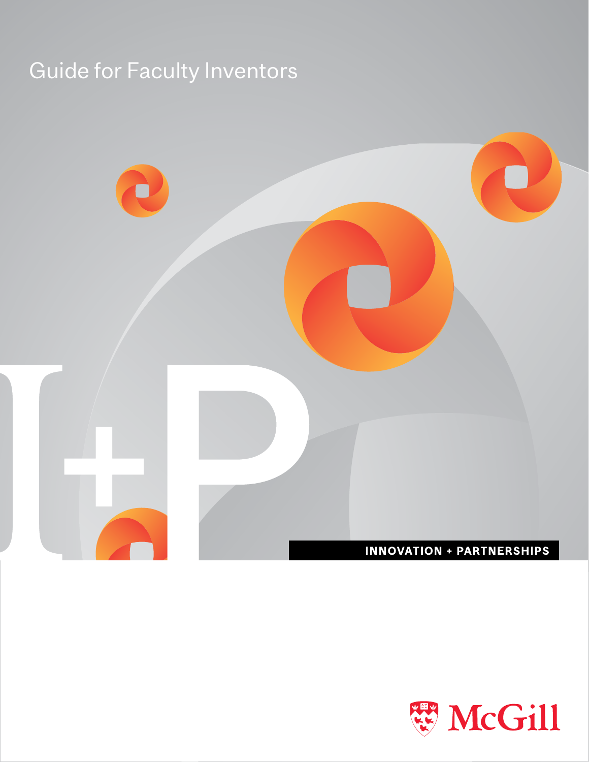# Guide for Faculty Inventors

I+P

INNOVATION + PARTNERSHIPS

McGill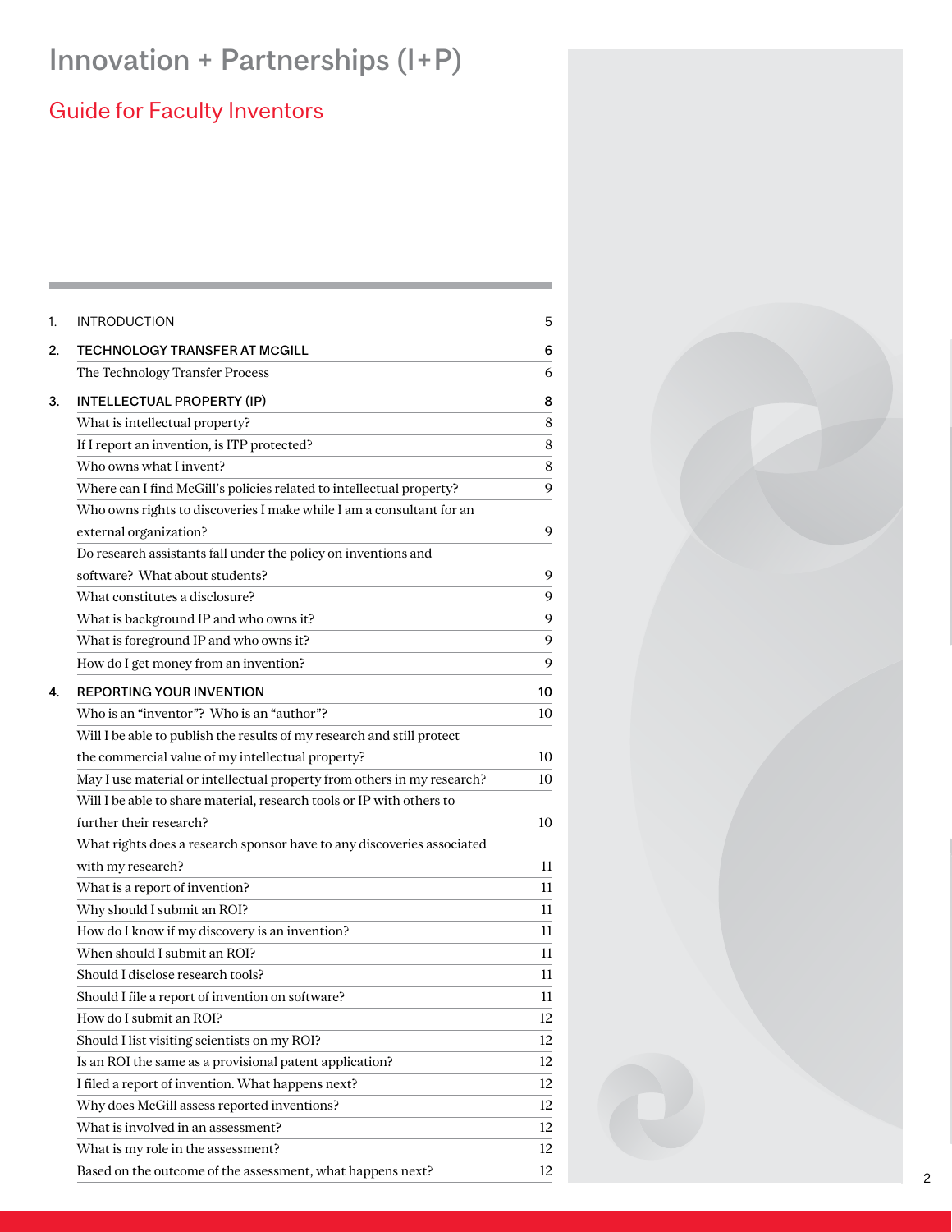# Innovation + Partnerships (I+P)

## Guide for Faculty Inventors

| | | |
|---|---|---|
| 1. | INTRODUCTION | 5 |
| 2. | **TECHNOLOGY TRANSFER AT MCGILL** | **6** |
| | The Technology Transfer Process | 6 |
| 3. | **INTELLECTUAL PROPERTY (IP)** | **8** |
| | What is intellectual property? | 8 |
| | If I report an invention, is ITP protected? | 8 |
| | Who owns what I invent? | 8 |
| | Where can I find McGill's policies related to intellectual property? | 9 |
| | Who owns rights to discoveries I make while I am a consultant for an external organization? | 9 |
| | Do research assistants fall under the policy on inventions and software? What about students? | 9 |
| | What constitutes a disclosure? | 9 |
| | What is background IP and who owns it? | 9 |
| | What is foreground IP and who owns it? | 9 |
| | How do I get money from an invention? | 9 |
| 4. | **REPORTING YOUR INVENTION** | **10** |
| | Who is an "inventor"? Who is an "author"? | 10 |
| | Will I be able to publish the results of my research and still protect the commercial value of my intellectual property? | 10 |
| | May I use material or intellectual property from others in my research? | 10 |
| | Will I be able to share material, research tools or IP with others to further their research? | 10 |
| | What rights does a research sponsor have to any discoveries associated with my research? | 11 |
| | What is a report of invention? | 11 |
| | Why should I submit an ROI? | 11 |
| | How do I know if my discovery is an invention? | 11 |
| | When should I submit an ROI? | 11 |
| | Should I disclose research tools? | 11 |
| | Should I file a report of invention on software? | 11 |
| | How do I submit an ROI? | 12 |
| | Should I list visiting scientists on my ROI? | 12 |
| | Is an ROI the same as a provisional patent application? | 12 |
| | I filed a report of invention. What happens next? | 12 |
| | Why does McGill assess reported inventions? | 12 |
| | What is involved in an assessment? | 12 |
| | What is my role in the assessment? | 12 |
| | Based on the outcome of the assessment, what happens next? | 12 |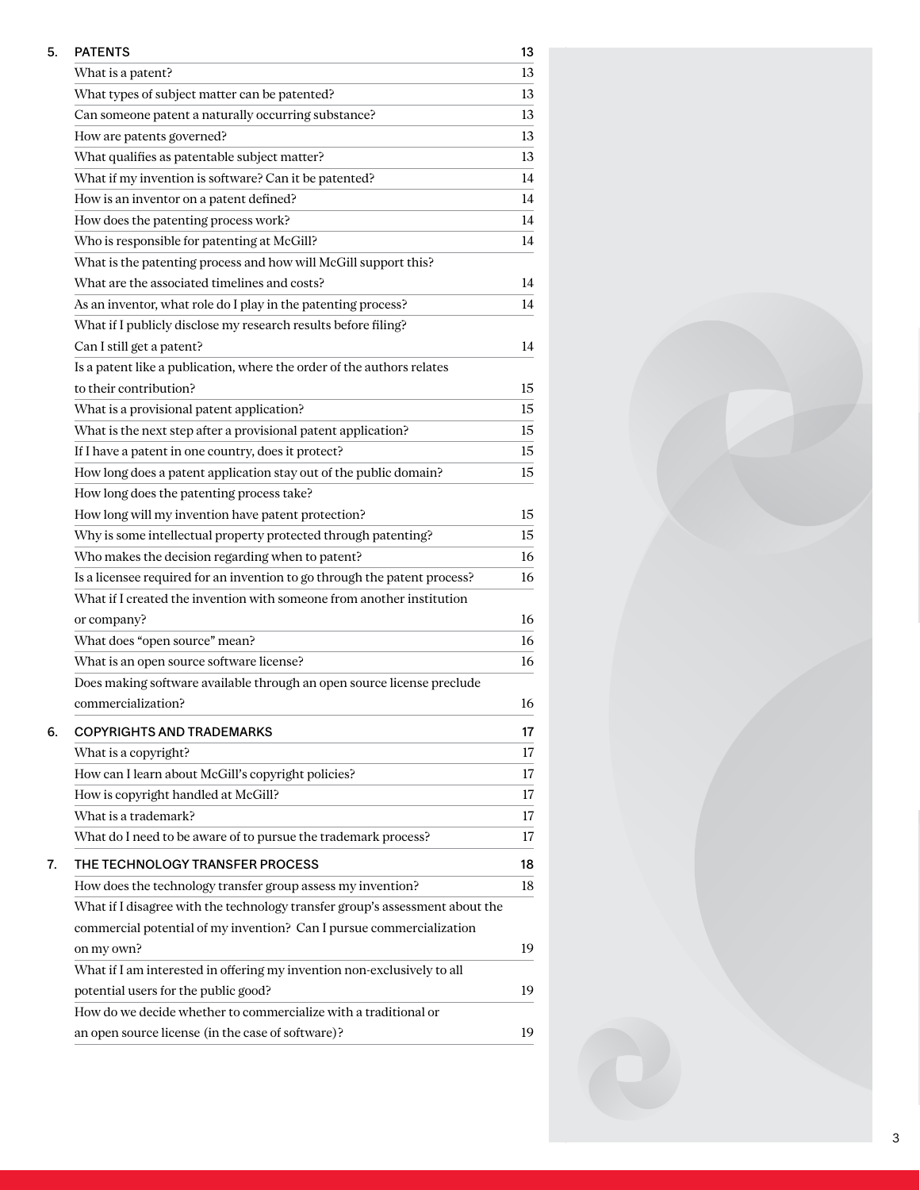| | | |
|---|---|---|
| 5. | PATENTS | 13 |
| | What is a patent? | 13 |
| | What types of subject matter can be patented? | 13 |
| | Can someone patent a naturally occurring substance? | 13 |
| | How are patents governed? | 13 |
| | What qualifies as patentable subject matter? | 13 |
| | What if my invention is software? Can it be patented? | 14 |
| | How is an inventor on a patent defined? | 14 |
| | How does the patenting process work? | 14 |
| | Who is responsible for patenting at McGill? | 14 |
| | What is the patenting process and how will McGill support this? What are the associated timelines and costs? | 14 |
| | As an inventor, what role do I play in the patenting process? | 14 |
| | What if I publicly disclose my research results before filing? Can I still get a patent? | 14 |
| | Is a patent like a publication, where the order of the authors relates to their contribution? | 15 |
| | What is a provisional patent application? | 15 |
| | What is the next step after a provisional patent application? | 15 |
| | If I have a patent in one country, does it protect? | 15 |
| | How long does a patent application stay out of the public domain? | 15 |
| | How long does the patenting process take? How long will my invention have patent protection? | 15 |
| | Why is some intellectual property protected through patenting? | 15 |
| | Who makes the decision regarding when to patent? | 16 |
| | Is a licensee required for an invention to go through the patent process? | 16 |
| | What if I created the invention with someone from another institution or company? | 16 |
| | What does "open source" mean? | 16 |
| | What is an open source software license? | 16 |
| | Does making software available through an open source license preclude commercialization? | 16 |
| 6. | COPYRIGHTS AND TRADEMARKS | 17 |
| | What is a copyright? | 17 |
| | How can I learn about McGill's copyright policies? | 17 |
| | How is copyright handled at McGill? | 17 |
| | What is a trademark? | 17 |
| | What do I need to be aware of to pursue the trademark process? | 17 |
| 7. | THE TECHNOLOGY TRANSFER PROCESS | 18 |
| | How does the technology transfer group assess my invention? | 18 |
| | What if I disagree with the technology transfer group's assessment about the commercial potential of my invention? Can I pursue commercialization on my own? | 19 |
| | What if I am interested in offering my invention non-exclusively to all potential users for the public good? | 19 |
| | How do we decide whether to commercialize with a traditional or an open source license (in the case of software)? | 19 |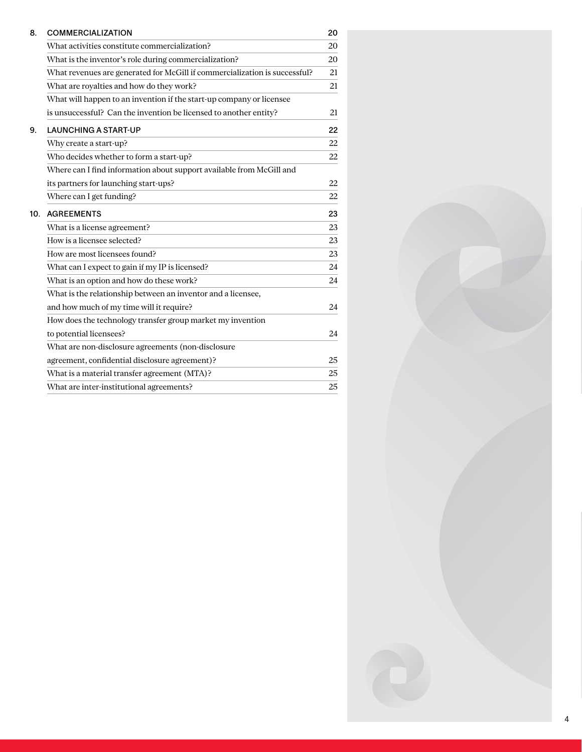| 8. | COMMERCIALIZATION | 20 |
|---|---|---|
| | What activities constitute commercialization? | 20 |
| | What is the inventor's role during commercialization? | 20 |
| | What revenues are generated for McGill if commercialization is successful? | 21 |
| | What are royalties and how do they work? | 21 |
| | What will happen to an invention if the start-up company or licensee is unsuccessful? Can the invention be licensed to another entity? | 21 |
| 9. | LAUNCHING A START-UP | 22 |
| | Why create a start-up? | 22 |
| | Who decides whether to form a start-up? | 22 |
| | Where can I find information about support available from McGill and its partners for launching start-ups? | 22 |
| | Where can I get funding? | 22 |
| 10. | AGREEMENTS | 23 |
| | What is a license agreement? | 23 |
| | How is a licensee selected? | 23 |
| | How are most licensees found? | 23 |
| | What can I expect to gain if my IP is licensed? | 24 |
| | What is an option and how do these work? | 24 |
| | What is the relationship between an inventor and a licensee, and how much of my time will it require? | 24 |
| | How does the technology transfer group market my invention to potential licensees? | 24 |
| | What are non-disclosure agreements (non-disclosure agreement, confidential disclosure agreement)? | 25 |
| | What is a material transfer agreement (MTA)? | 25 |
| | What are inter-institutional agreements? | 25 |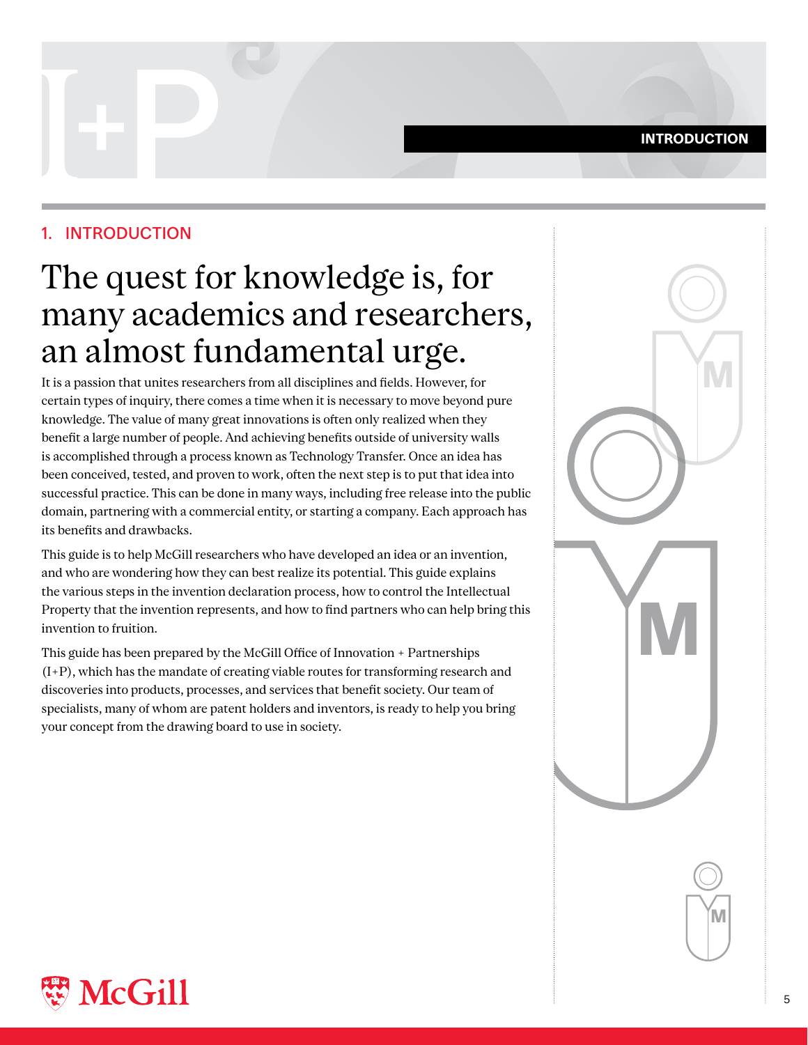## 1. INTRODUCTION

# The quest for knowledge is, for many academics and researchers, an almost fundamental urge.

It is a passion that unites researchers from all disciplines and fields. However, for certain types of inquiry, there comes a time when it is necessary to move beyond pure knowledge. The value of many great innovations is often only realized when they benefit a large number of people. And achieving benefits outside of university walls is accomplished through a process known as Technology Transfer. Once an idea has been conceived, tested, and proven to work, often the next step is to put that idea into successful practice. This can be done in many ways, including free release into the public domain, partnering with a commercial entity, or starting a company. Each approach has its benefits and drawbacks.

This guide is to help McGill researchers who have developed an idea or an invention, and who are wondering how they can best realize its potential. This guide explains the various steps in the invention declaration process, how to control the Intellectual Property that the invention represents, and how to find partners who can help bring this invention to fruition.

This guide has been prepared by the McGill Office of Innovation + Partnerships (I+P), which has the mandate of creating viable routes for transforming research and discoveries into products, processes, and services that benefit society. Our team of specialists, many of whom are patent holders and inventors, is ready to help you bring your concept from the drawing board to use in society.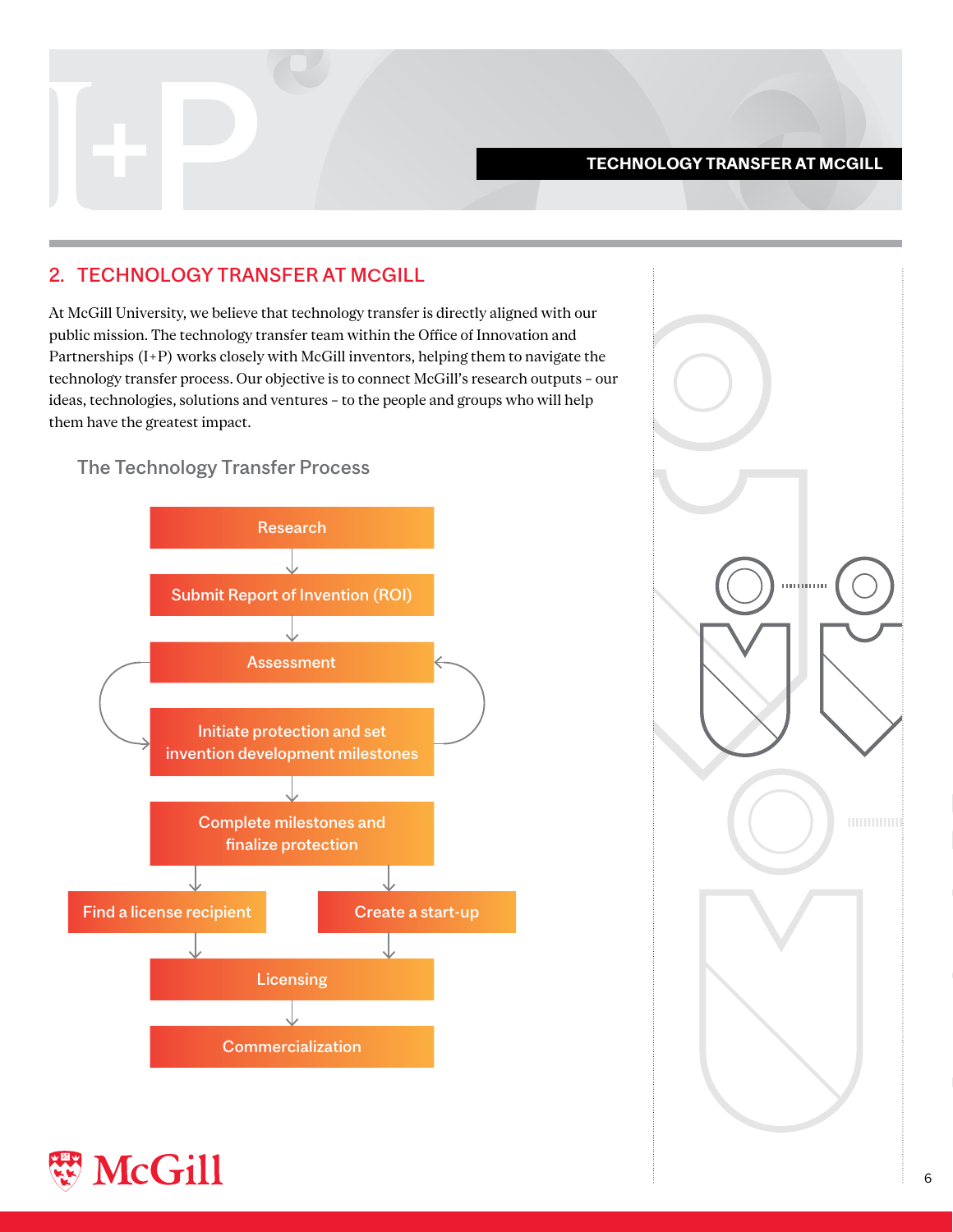## 2. TECHNOLOGY TRANSFER AT MCGILL

At McGill University, we believe that technology transfer is directly aligned with our public mission. The technology transfer team within the Office of Innovation and Partnerships (I+P) works closely with McGill inventors, helping them to navigate the technology transfer process. Our objective is to connect McGill's research outputs – our ideas, technologies, solutions and ventures – to the people and groups who will help them have the greatest impact.

### The Technology Transfer Process

- Research
- Submit Report of Invention (ROI)
- Assessment
- Initiate protection and set invention development milestones (cycles back to Assessment)
- Complete milestones and finalize protection
- Find a license recipient / Create a start-up
- Licensing
- Commercialization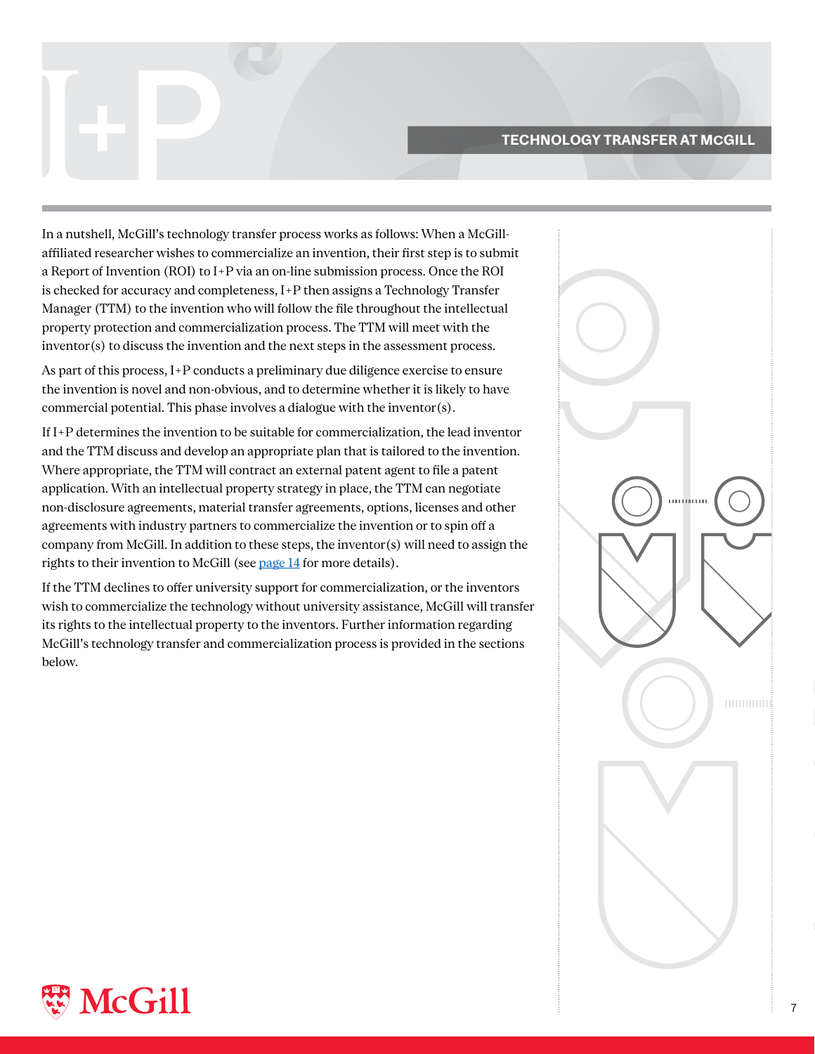## TECHNOLOGY TRANSFER AT MCGILL

In a nutshell, McGill's technology transfer process works as follows: When a McGill-affiliated researcher wishes to commercialize an invention, their first step is to submit a Report of Invention (ROI) to I+P via an on-line submission process. Once the ROI is checked for accuracy and completeness, I+P then assigns a Technology Transfer Manager (TTM) to the invention who will follow the file throughout the intellectual property protection and commercialization process. The TTM will meet with the inventor(s) to discuss the invention and the next steps in the assessment process.

As part of this process, I+P conducts a preliminary due diligence exercise to ensure the invention is novel and non-obvious, and to determine whether it is likely to have commercial potential. This phase involves a dialogue with the inventor(s).

If I+P determines the invention to be suitable for commercialization, the lead inventor and the TTM discuss and develop an appropriate plan that is tailored to the invention. Where appropriate, the TTM will contract an external patent agent to file a patent application. With an intellectual property strategy in place, the TTM can negotiate non-disclosure agreements, material transfer agreements, options, licenses and other agreements with industry partners to commercialize the invention or to spin off a company from McGill. In addition to these steps, the inventor(s) will need to assign the rights to their invention to McGill (see page 14 for more details).

If the TTM declines to offer university support for commercialization, or the inventors wish to commercialize the technology without university assistance, McGill will transfer its rights to the intellectual property to the inventors. Further information regarding McGill's technology transfer and commercialization process is provided in the sections below.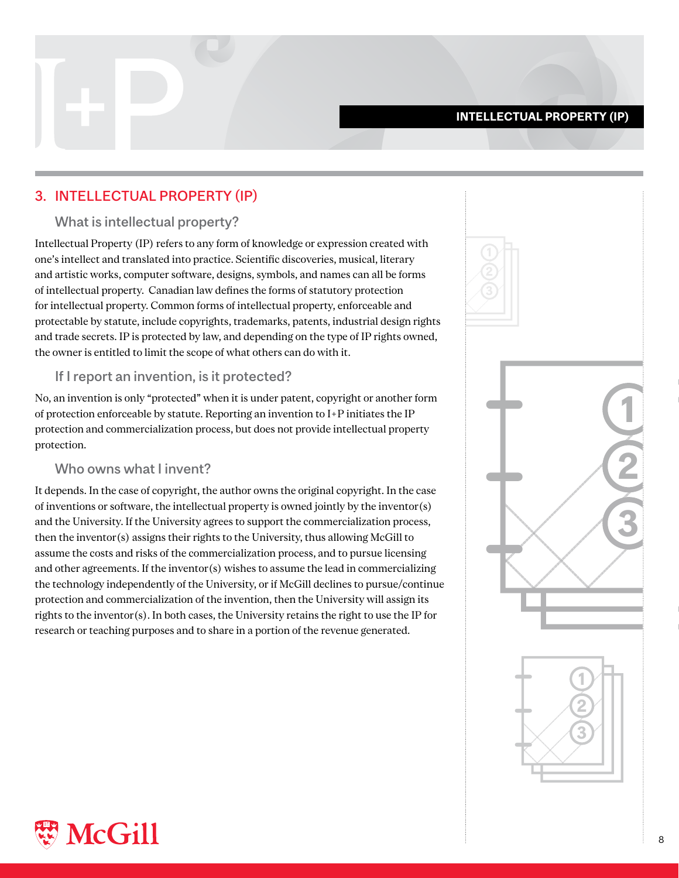## 3. INTELLECTUAL PROPERTY (IP)

### What is intellectual property?

Intellectual Property (IP) refers to any form of knowledge or expression created with one's intellect and translated into practice. Scientific discoveries, musical, literary and artistic works, computer software, designs, symbols, and names can all be forms of intellectual property. Canadian law defines the forms of statutory protection for intellectual property. Common forms of intellectual property, enforceable and protectable by statute, include copyrights, trademarks, patents, industrial design rights and trade secrets. IP is protected by law, and depending on the type of IP rights owned, the owner is entitled to limit the scope of what others can do with it.

### If I report an invention, is it protected?

No, an invention is only "protected" when it is under patent, copyright or another form of protection enforceable by statute. Reporting an invention to I+P initiates the IP protection and commercialization process, but does not provide intellectual property protection.

### Who owns what I invent?

It depends. In the case of copyright, the author owns the original copyright. In the case of inventions or software, the intellectual property is owned jointly by the inventor(s) and the University. If the University agrees to support the commercialization process, then the inventor(s) assigns their rights to the University, thus allowing McGill to assume the costs and risks of the commercialization process, and to pursue licensing and other agreements. If the inventor(s) wishes to assume the lead in commercializing the technology independently of the University, or if McGill declines to pursue/continue protection and commercialization of the invention, then the University will assign its rights to the inventor(s). In both cases, the University retains the right to use the IP for research or teaching purposes and to share in a portion of the revenue generated.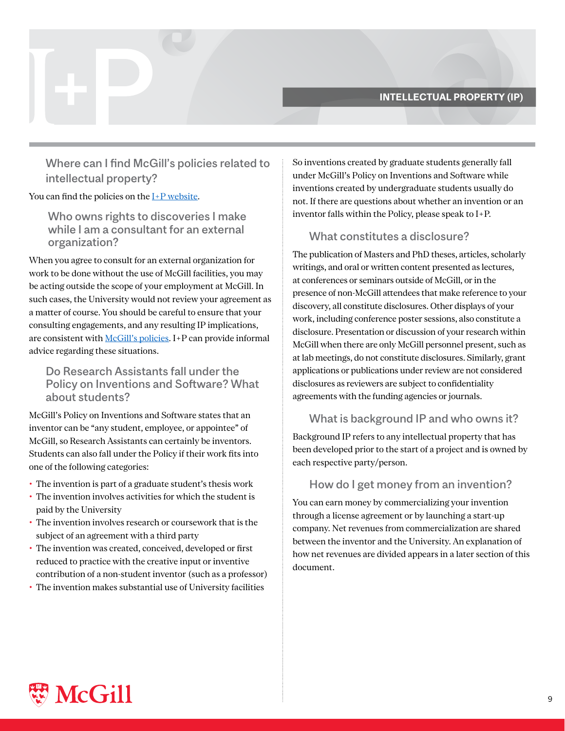## Where can I find McGill's policies related to intellectual property?

You can find the policies on the I+P website.

## Who owns rights to discoveries I make while I am a consultant for an external organization?

When you agree to consult for an external organization for work to be done without the use of McGill facilities, you may be acting outside the scope of your employment at McGill. In such cases, the University would not review your agreement as a matter of course. You should be careful to ensure that your consulting engagements, and any resulting IP implications, are consistent with McGill's policies. I+P can provide informal advice regarding these situations.

## Do Research Assistants fall under the Policy on Inventions and Software? What about students?

McGill's Policy on Inventions and Software states that an inventor can be "any student, employee, or appointee" of McGill, so Research Assistants can certainly be inventors. Students can also fall under the Policy if their work fits into one of the following categories:

- The invention is part of a graduate student's thesis work
- The invention involves activities for which the student is paid by the University
- The invention involves research or coursework that is the subject of an agreement with a third party
- The invention was created, conceived, developed or first reduced to practice with the creative input or inventive contribution of a non-student inventor (such as a professor)
- The invention makes substantial use of University facilities

So inventions created by graduate students generally fall under McGill's Policy on Inventions and Software while inventions created by undergraduate students usually do not. If there are questions about whether an invention or an inventor falls within the Policy, please speak to I+P.

## What constitutes a disclosure?

The publication of Masters and PhD theses, articles, scholarly writings, and oral or written content presented as lectures, at conferences or seminars outside of McGill, or in the presence of non-McGill attendees that make reference to your discovery, all constitute disclosures. Other displays of your work, including conference poster sessions, also constitute a disclosure. Presentation or discussion of your research within McGill when there are only McGill personnel present, such as at lab meetings, do not constitute disclosures. Similarly, grant applications or publications under review are not considered disclosures as reviewers are subject to confidentiality agreements with the funding agencies or journals.

## What is background IP and who owns it?

Background IP refers to any intellectual property that has been developed prior to the start of a project and is owned by each respective party/person.

## How do I get money from an invention?

You can earn money by commercializing your invention through a license agreement or by launching a start-up company. Net revenues from commercialization are shared between the inventor and the University. An explanation of how net revenues are divided appears in a later section of this document.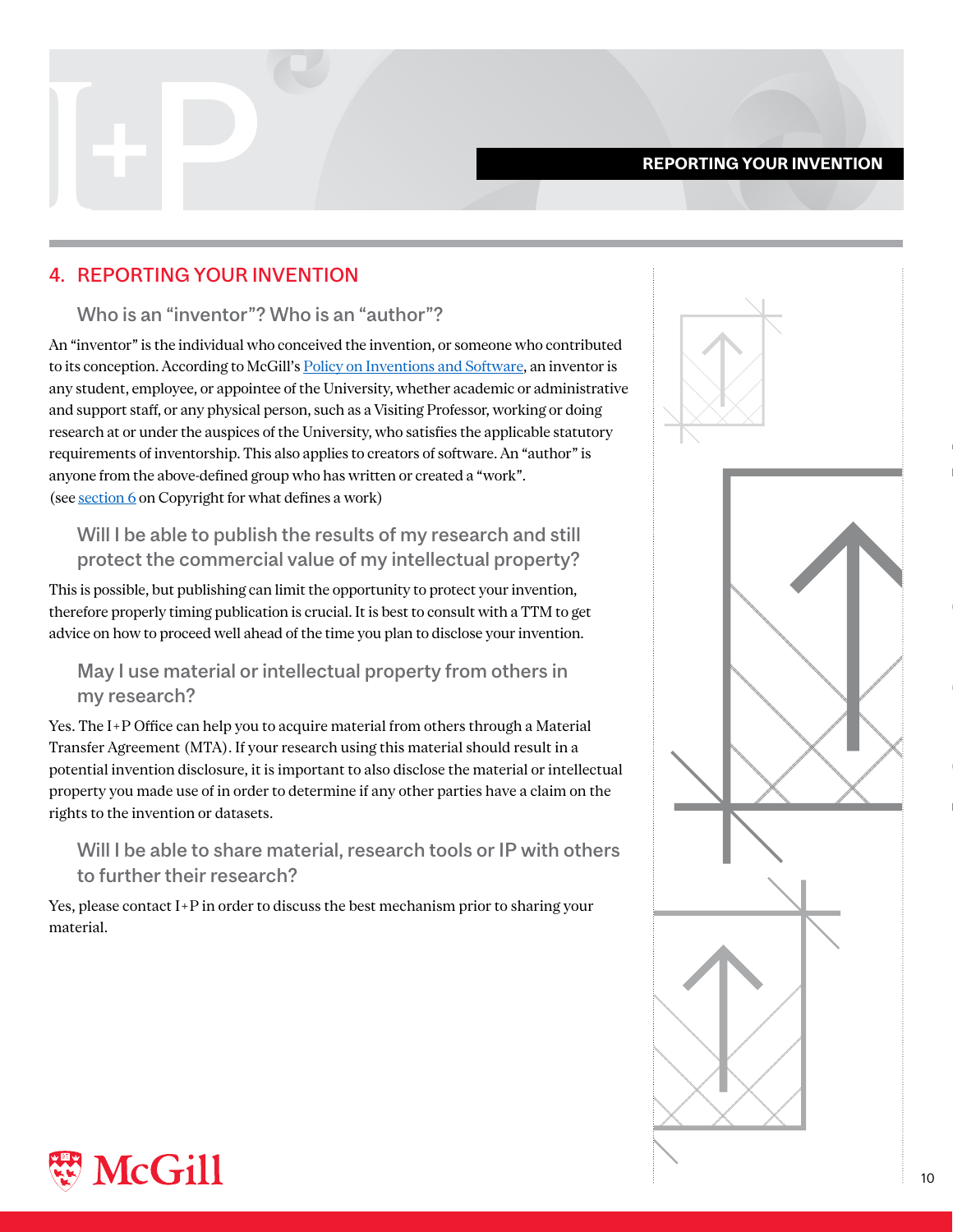## 4. REPORTING YOUR INVENTION

### Who is an “inventor”? Who is an “author”?

An “inventor” is the individual who conceived the invention, or someone who contributed to its conception. According to McGill’s Policy on Inventions and Software, an inventor is any student, employee, or appointee of the University, whether academic or administrative and support staff, or any physical person, such as a Visiting Professor, working or doing research at or under the auspices of the University, who satisfies the applicable statutory requirements of inventorship. This also applies to creators of software. An “author” is anyone from the above-defined group who has written or created a “work”. (see section 6 on Copyright for what defines a work)

### Will I be able to publish the results of my research and still protect the commercial value of my intellectual property?

This is possible, but publishing can limit the opportunity to protect your invention, therefore properly timing publication is crucial. It is best to consult with a TTM to get advice on how to proceed well ahead of the time you plan to disclose your invention.

### May I use material or intellectual property from others in my research?

Yes. The I+P Office can help you to acquire material from others through a Material Transfer Agreement (MTA). If your research using this material should result in a potential invention disclosure, it is important to also disclose the material or intellectual property you made use of in order to determine if any other parties have a claim on the rights to the invention or datasets.

### Will I be able to share material, research tools or IP with others to further their research?

Yes, please contact I+P in order to discuss the best mechanism prior to sharing your material.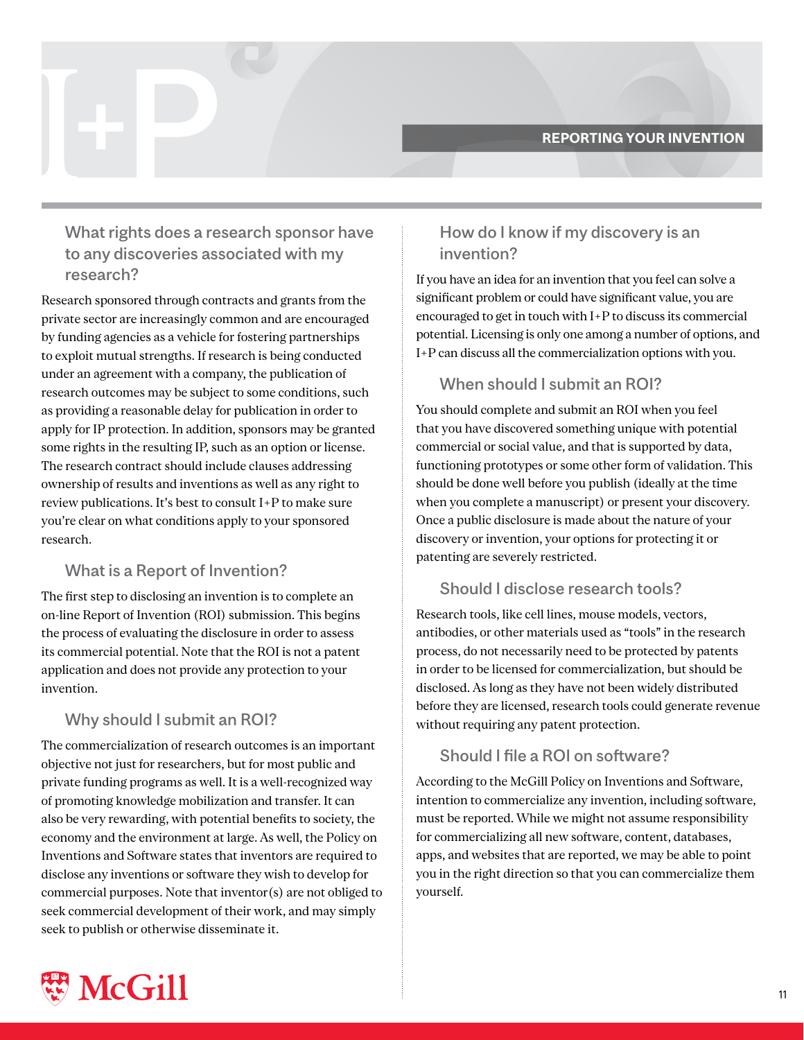## REPORTING YOUR INVENTION

### What rights does a research sponsor have to any discoveries associated with my research?

Research sponsored through contracts and grants from the private sector are increasingly common and are encouraged by funding agencies as a vehicle for fostering partnerships to exploit mutual strengths. If research is being conducted under an agreement with a company, the publication of research outcomes may be subject to some conditions, such as providing a reasonable delay for publication in order to apply for IP protection. In addition, sponsors may be granted some rights in the resulting IP, such as an option or license. The research contract should include clauses addressing ownership of results and inventions as well as any right to review publications. It's best to consult I+P to make sure you're clear on what conditions apply to your sponsored research.

### What is a Report of Invention?

The first step to disclosing an invention is to complete an on-line Report of Invention (ROI) submission. This begins the process of evaluating the disclosure in order to assess its commercial potential. Note that the ROI is not a patent application and does not provide any protection to your invention.

### Why should I submit an ROI?

The commercialization of research outcomes is an important objective not just for researchers, but for most public and private funding programs as well. It is a well-recognized way of promoting knowledge mobilization and transfer. It can also be very rewarding, with potential benefits to society, the economy and the environment at large. As well, the Policy on Inventions and Software states that inventors are required to disclose any inventions or software they wish to develop for commercial purposes. Note that inventor(s) are not obliged to seek commercial development of their work, and may simply seek to publish or otherwise disseminate it.

### How do I know if my discovery is an invention?

If you have an idea for an invention that you feel can solve a significant problem or could have significant value, you are encouraged to get in touch with I+P to discuss its commercial potential. Licensing is only one among a number of options, and I+P can discuss all the commercialization options with you.

### When should I submit an ROI?

You should complete and submit an ROI when you feel that you have discovered something unique with potential commercial or social value, and that is supported by data, functioning prototypes or some other form of validation. This should be done well before you publish (ideally at the time when you complete a manuscript) or present your discovery. Once a public disclosure is made about the nature of your discovery or invention, your options for protecting it or patenting are severely restricted.

### Should I disclose research tools?

Research tools, like cell lines, mouse models, vectors, antibodies, or other materials used as "tools" in the research process, do not necessarily need to be protected by patents in order to be licensed for commercialization, but should be disclosed. As long as they have not been widely distributed before they are licensed, research tools could generate revenue without requiring any patent protection.

### Should I file a ROI on software?

According to the McGill Policy on Inventions and Software, intention to commercialize any invention, including software, must be reported. While we might not assume responsibility for commercializing all new software, content, databases, apps, and websites that are reported, we may be able to point you in the right direction so that you can commercialize them yourself.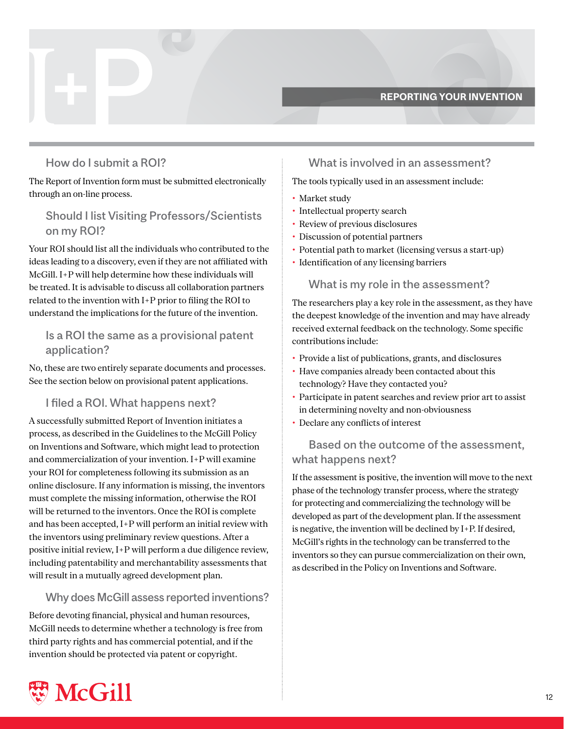## REPORTING YOUR INVENTION

### How do I submit a ROI?

The Report of Invention form must be submitted electronically through an on-line process.

### Should I list Visiting Professors/Scientists on my ROI?

Your ROI should list all the individuals who contributed to the ideas leading to a discovery, even if they are not affiliated with McGill. I+P will help determine how these individuals will be treated. It is advisable to discuss all collaboration partners related to the invention with I+P prior to filing the ROI to understand the implications for the future of the invention.

### Is a ROI the same as a provisional patent application?

No, these are two entirely separate documents and processes. See the section below on provisional patent applications.

### I filed a ROI. What happens next?

A successfully submitted Report of Invention initiates a process, as described in the Guidelines to the McGill Policy on Inventions and Software, which might lead to protection and commercialization of your invention. I+P will examine your ROI for completeness following its submission as an online disclosure. If any information is missing, the inventors must complete the missing information, otherwise the ROI will be returned to the inventors. Once the ROI is complete and has been accepted, I+P will perform an initial review with the inventors using preliminary review questions. After a positive initial review, I+P will perform a due diligence review, including patentability and merchantability assessments that will result in a mutually agreed development plan.

### Why does McGill assess reported inventions?

Before devoting financial, physical and human resources, McGill needs to determine whether a technology is free from third party rights and has commercial potential, and if the invention should be protected via patent or copyright.

### What is involved in an assessment?

The tools typically used in an assessment include:

- Market study
- Intellectual property search
- Review of previous disclosures
- Discussion of potential partners
- Potential path to market (licensing versus a start-up)
- Identification of any licensing barriers

### What is my role in the assessment?

The researchers play a key role in the assessment, as they have the deepest knowledge of the invention and may have already received external feedback on the technology. Some specific contributions include:

- Provide a list of publications, grants, and disclosures
- Have companies already been contacted about this technology? Have they contacted you?
- Participate in patent searches and review prior art to assist in determining novelty and non-obviousness
- Declare any conflicts of interest

### Based on the outcome of the assessment, what happens next?

If the assessment is positive, the invention will move to the next phase of the technology transfer process, where the strategy for protecting and commercializing the technology will be developed as part of the development plan. If the assessment is negative, the invention will be declined by I+P. If desired, McGill's rights in the technology can be transferred to the inventors so they can pursue commercialization on their own, as described in the Policy on Inventions and Software.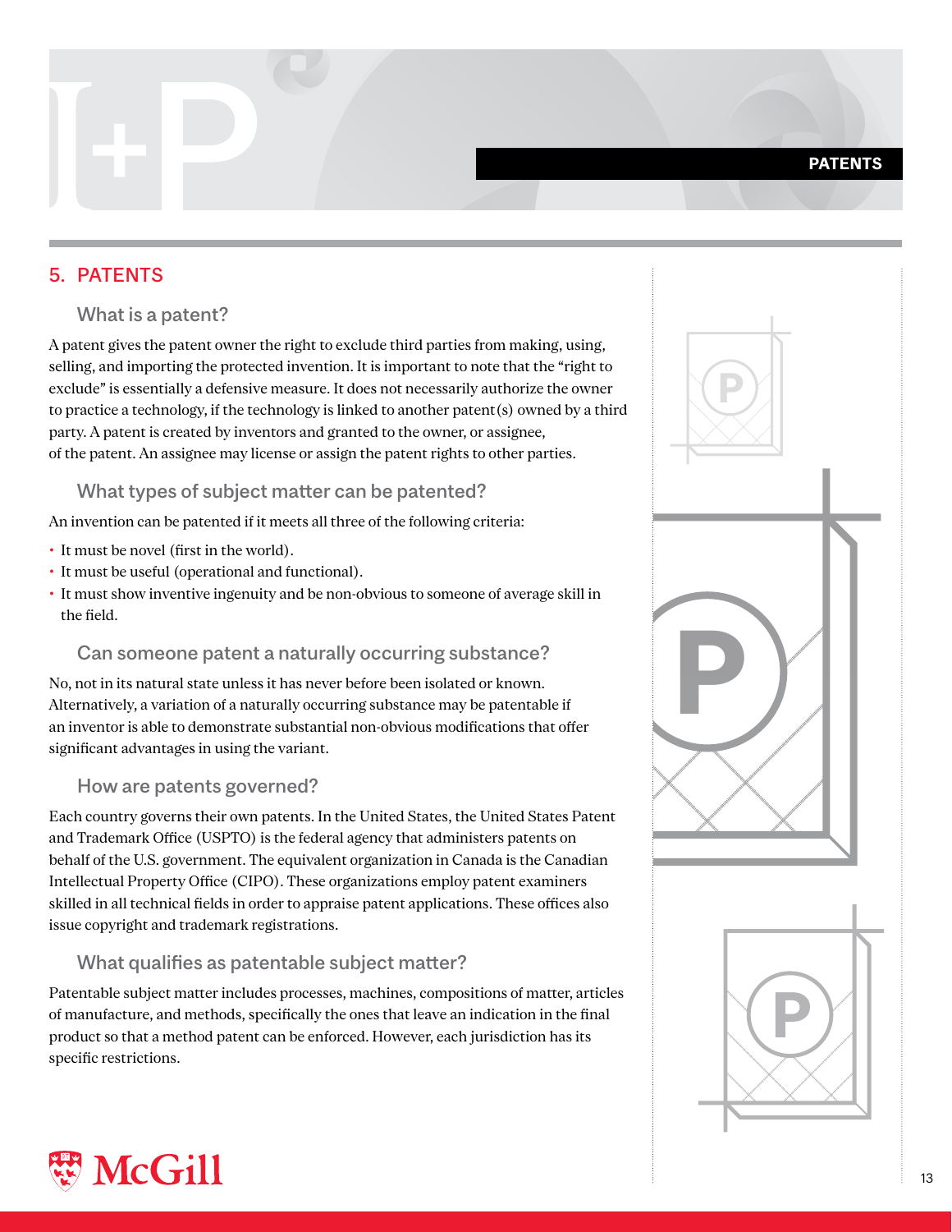## 5. PATENTS

### What is a patent?

A patent gives the patent owner the right to exclude third parties from making, using, selling, and importing the protected invention. It is important to note that the "right to exclude" is essentially a defensive measure. It does not necessarily authorize the owner to practice a technology, if the technology is linked to another patent(s) owned by a third party. A patent is created by inventors and granted to the owner, or assignee, of the patent. An assignee may license or assign the patent rights to other parties.

### What types of subject matter can be patented?

An invention can be patented if it meets all three of the following criteria:

- It must be novel (first in the world).
- It must be useful (operational and functional).
- It must show inventive ingenuity and be non-obvious to someone of average skill in the field.

### Can someone patent a naturally occurring substance?

No, not in its natural state unless it has never before been isolated or known. Alternatively, a variation of a naturally occurring substance may be patentable if an inventor is able to demonstrate substantial non-obvious modifications that offer significant advantages in using the variant.

### How are patents governed?

Each country governs their own patents. In the United States, the United States Patent and Trademark Office (USPTO) is the federal agency that administers patents on behalf of the U.S. government. The equivalent organization in Canada is the Canadian Intellectual Property Office (CIPO). These organizations employ patent examiners skilled in all technical fields in order to appraise patent applications. These offices also issue copyright and trademark registrations.

### What qualifies as patentable subject matter?

Patentable subject matter includes processes, machines, compositions of matter, articles of manufacture, and methods, specifically the ones that leave an indication in the final product so that a method patent can be enforced. However, each jurisdiction has its specific restrictions.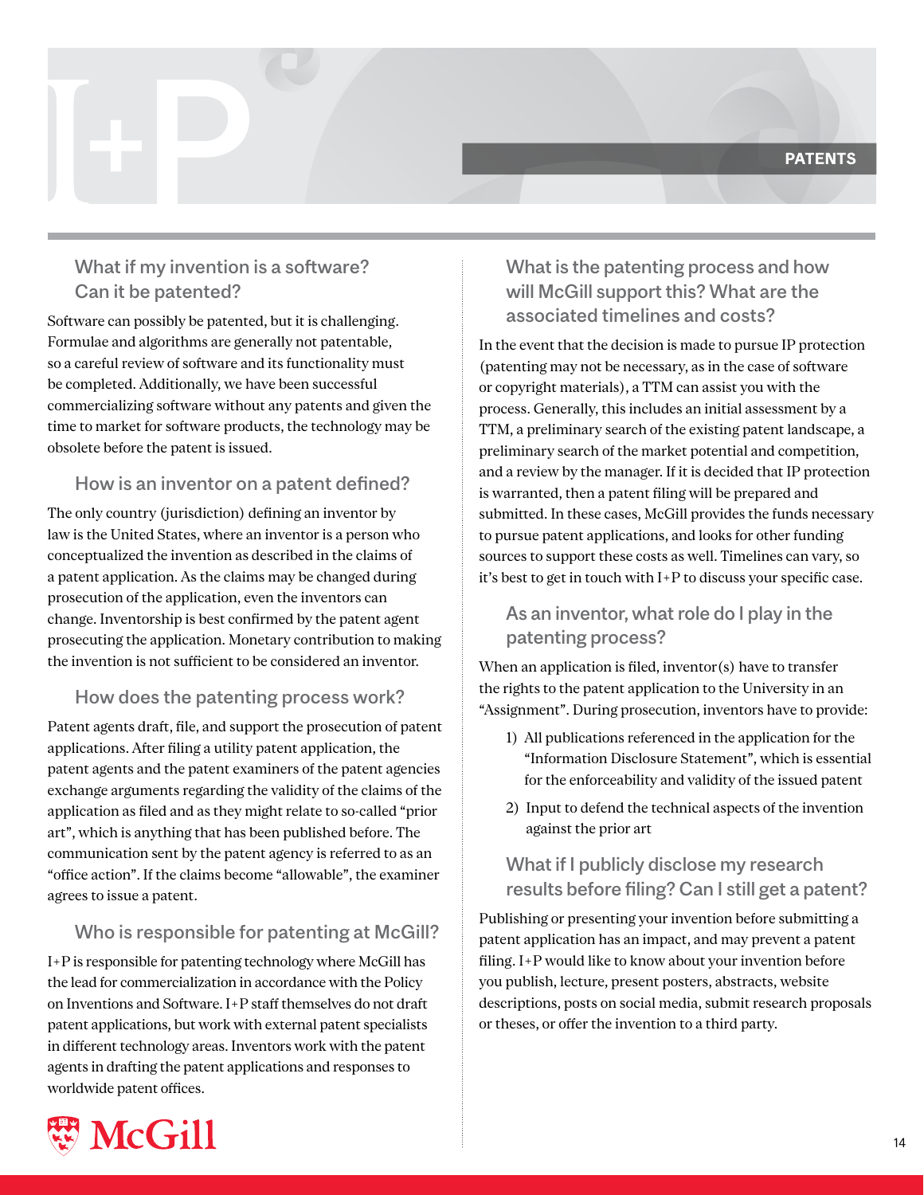## PATENTS

### What if my invention is a software? Can it be patented?

Software can possibly be patented, but it is challenging. Formulae and algorithms are generally not patentable, so a careful review of software and its functionality must be completed. Additionally, we have been successful commercializing software without any patents and given the time to market for software products, the technology may be obsolete before the patent is issued.

### How is an inventor on a patent defined?

The only country (jurisdiction) defining an inventor by law is the United States, where an inventor is a person who conceptualized the invention as described in the claims of a patent application. As the claims may be changed during prosecution of the application, even the inventors can change. Inventorship is best confirmed by the patent agent prosecuting the application. Monetary contribution to making the invention is not sufficient to be considered an inventor.

### How does the patenting process work?

Patent agents draft, file, and support the prosecution of patent applications. After filing a utility patent application, the patent agents and the patent examiners of the patent agencies exchange arguments regarding the validity of the claims of the application as filed and as they might relate to so-called "prior art", which is anything that has been published before. The communication sent by the patent agency is referred to as an "office action". If the claims become "allowable", the examiner agrees to issue a patent.

### Who is responsible for patenting at McGill?

I+P is responsible for patenting technology where McGill has the lead for commercialization in accordance with the Policy on Inventions and Software. I+P staff themselves do not draft patent applications, but work with external patent specialists in different technology areas. Inventors work with the patent agents in drafting the patent applications and responses to worldwide patent offices.

### What is the patenting process and how will McGill support this? What are the associated timelines and costs?

In the event that the decision is made to pursue IP protection (patenting may not be necessary, as in the case of software or copyright materials), a TTM can assist you with the process. Generally, this includes an initial assessment by a TTM, a preliminary search of the existing patent landscape, a preliminary search of the market potential and competition, and a review by the manager. If it is decided that IP protection is warranted, then a patent filing will be prepared and submitted. In these cases, McGill provides the funds necessary to pursue patent applications, and looks for other funding sources to support these costs as well. Timelines can vary, so it's best to get in touch with I+P to discuss your specific case.

### As an inventor, what role do I play in the patenting process?

When an application is filed, inventor(s) have to transfer the rights to the patent application to the University in an "Assignment". During prosecution, inventors have to provide:

1) All publications referenced in the application for the "Information Disclosure Statement", which is essential for the enforceability and validity of the issued patent
2) Input to defend the technical aspects of the invention against the prior art

### What if I publicly disclose my research results before filing? Can I still get a patent?

Publishing or presenting your invention before submitting a patent application has an impact, and may prevent a patent filing. I+P would like to know about your invention before you publish, lecture, present posters, abstracts, website descriptions, posts on social media, submit research proposals or theses, or offer the invention to a third party.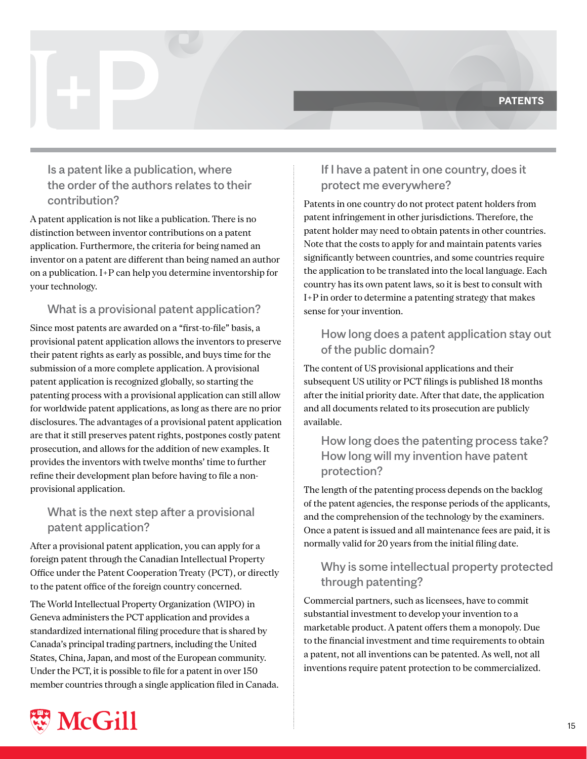## Is a patent like a publication, where the order of the authors relates to their contribution?

A patent application is not like a publication. There is no distinction between inventor contributions on a patent application. Furthermore, the criteria for being named an inventor on a patent are different than being named an author on a publication. I+P can help you determine inventorship for your technology.

## What is a provisional patent application?

Since most patents are awarded on a "first-to-file" basis, a provisional patent application allows the inventors to preserve their patent rights as early as possible, and buys time for the submission of a more complete application. A provisional patent application is recognized globally, so starting the patenting process with a provisional application can still allow for worldwide patent applications, as long as there are no prior disclosures. The advantages of a provisional patent application are that it still preserves patent rights, postpones costly patent prosecution, and allows for the addition of new examples. It provides the inventors with twelve months' time to further refine their development plan before having to file a non-provisional application.

## What is the next step after a provisional patent application?

After a provisional patent application, you can apply for a foreign patent through the Canadian Intellectual Property Office under the Patent Cooperation Treaty (PCT), or directly to the patent office of the foreign country concerned.

The World Intellectual Property Organization (WIPO) in Geneva administers the PCT application and provides a standardized international filing procedure that is shared by Canada's principal trading partners, including the United States, China, Japan, and most of the European community. Under the PCT, it is possible to file for a patent in over 150 member countries through a single application filed in Canada.

## If I have a patent in one country, does it protect me everywhere?

Patents in one country do not protect patent holders from patent infringement in other jurisdictions. Therefore, the patent holder may need to obtain patents in other countries. Note that the costs to apply for and maintain patents varies significantly between countries, and some countries require the application to be translated into the local language. Each country has its own patent laws, so it is best to consult with I+P in order to determine a patenting strategy that makes sense for your invention.

## How long does a patent application stay out of the public domain?

The content of US provisional applications and their subsequent US utility or PCT filings is published 18 months after the initial priority date. After that date, the application and all documents related to its prosecution are publicly available.

## How long does the patenting process take? How long will my invention have patent protection?

The length of the patenting process depends on the backlog of the patent agencies, the response periods of the applicants, and the comprehension of the technology by the examiners. Once a patent is issued and all maintenance fees are paid, it is normally valid for 20 years from the initial filing date.

## Why is some intellectual property protected through patenting?

Commercial partners, such as licensees, have to commit substantial investment to develop your invention to a marketable product. A patent offers them a monopoly. Due to the financial investment and time requirements to obtain a patent, not all inventions can be patented. As well, not all inventions require patent protection to be commercialized.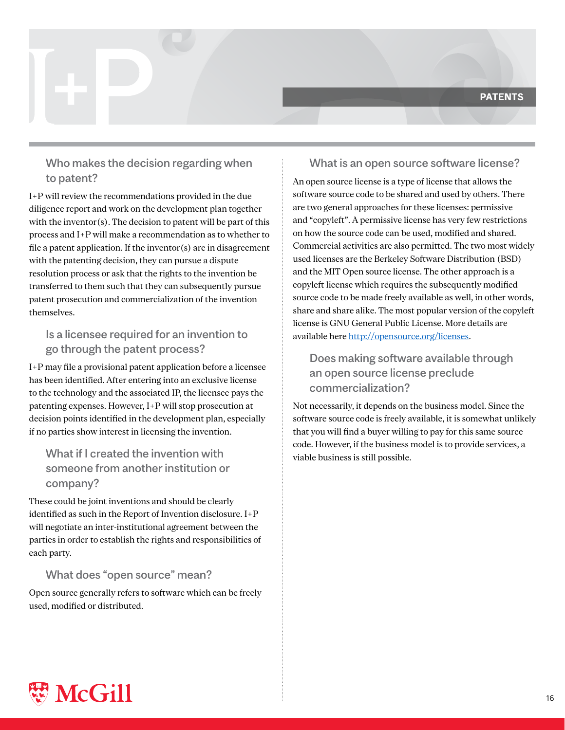## Who makes the decision regarding when to patent?

I+P will review the recommendations provided in the due diligence report and work on the development plan together with the inventor(s). The decision to patent will be part of this process and I+P will make a recommendation as to whether to file a patent application. If the inventor(s) are in disagreement with the patenting decision, they can pursue a dispute resolution process or ask that the rights to the invention be transferred to them such that they can subsequently pursue patent prosecution and commercialization of the invention themselves.

## Is a licensee required for an invention to go through the patent process?

I+P may file a provisional patent application before a licensee has been identified. After entering into an exclusive license to the technology and the associated IP, the licensee pays the patenting expenses. However, I+P will stop prosecution at decision points identified in the development plan, especially if no parties show interest in licensing the invention.

## What if I created the invention with someone from another institution or company?

These could be joint inventions and should be clearly identified as such in the Report of Invention disclosure. I+P will negotiate an inter-institutional agreement between the parties in order to establish the rights and responsibilities of each party.

## What does "open source" mean?

Open source generally refers to software which can be freely used, modified or distributed.

## What is an open source software license?

An open source license is a type of license that allows the software source code to be shared and used by others. There are two general approaches for these licenses: permissive and "copyleft". A permissive license has very few restrictions on how the source code can be used, modified and shared. Commercial activities are also permitted. The two most widely used licenses are the Berkeley Software Distribution (BSD) and the MIT Open source license. The other approach is a copyleft license which requires the subsequently modified source code to be made freely available as well, in other words, share and share alike. The most popular version of the copyleft license is GNU General Public License. More details are available here [http://opensource.org/licenses](http://opensource.org/licenses).

## Does making software available through an open source license preclude commercialization?

Not necessarily, it depends on the business model. Since the software source code is freely available, it is somewhat unlikely that you will find a buyer willing to pay for this same source code. However, if the business model is to provide services, a viable business is still possible.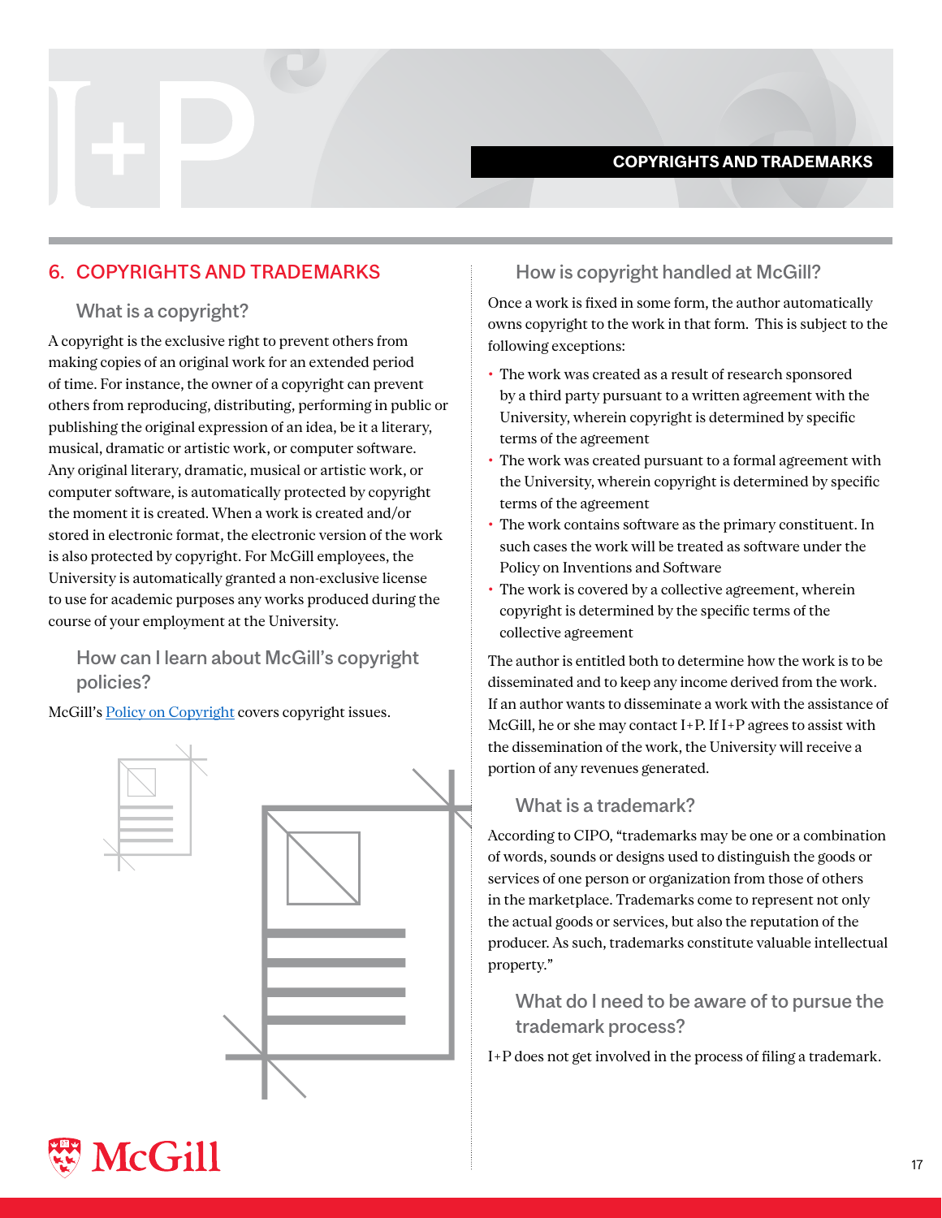## 6. COPYRIGHTS AND TRADEMARKS

### What is a copyright?

A copyright is the exclusive right to prevent others from making copies of an original work for an extended period of time. For instance, the owner of a copyright can prevent others from reproducing, distributing, performing in public or publishing the original expression of an idea, be it a literary, musical, dramatic or artistic work, or computer software. Any original literary, dramatic, musical or artistic work, or computer software, is automatically protected by copyright the moment it is created. When a work is created and/or stored in electronic format, the electronic version of the work is also protected by copyright. For McGill employees, the University is automatically granted a non-exclusive license to use for academic purposes any works produced during the course of your employment at the University.

### How can I learn about McGill's copyright policies?

McGill's [Policy on Copyright]() covers copyright issues.

### How is copyright handled at McGill?

Once a work is fixed in some form, the author automatically owns copyright to the work in that form. This is subject to the following exceptions:

- The work was created as a result of research sponsored by a third party pursuant to a written agreement with the University, wherein copyright is determined by specific terms of the agreement
- The work was created pursuant to a formal agreement with the University, wherein copyright is determined by specific terms of the agreement
- The work contains software as the primary constituent. In such cases the work will be treated as software under the Policy on Inventions and Software
- The work is covered by a collective agreement, wherein copyright is determined by the specific terms of the collective agreement

The author is entitled both to determine how the work is to be disseminated and to keep any income derived from the work. If an author wants to disseminate a work with the assistance of McGill, he or she may contact I+P. If I+P agrees to assist with the dissemination of the work, the University will receive a portion of any revenues generated.

### What is a trademark?

According to CIPO, "trademarks may be one or a combination of words, sounds or designs used to distinguish the goods or services of one person or organization from those of others in the marketplace. Trademarks come to represent not only the actual goods or services, but also the reputation of the producer. As such, trademarks constitute valuable intellectual property."

### What do I need to be aware of to pursue the trademark process?

I+P does not get involved in the process of filing a trademark.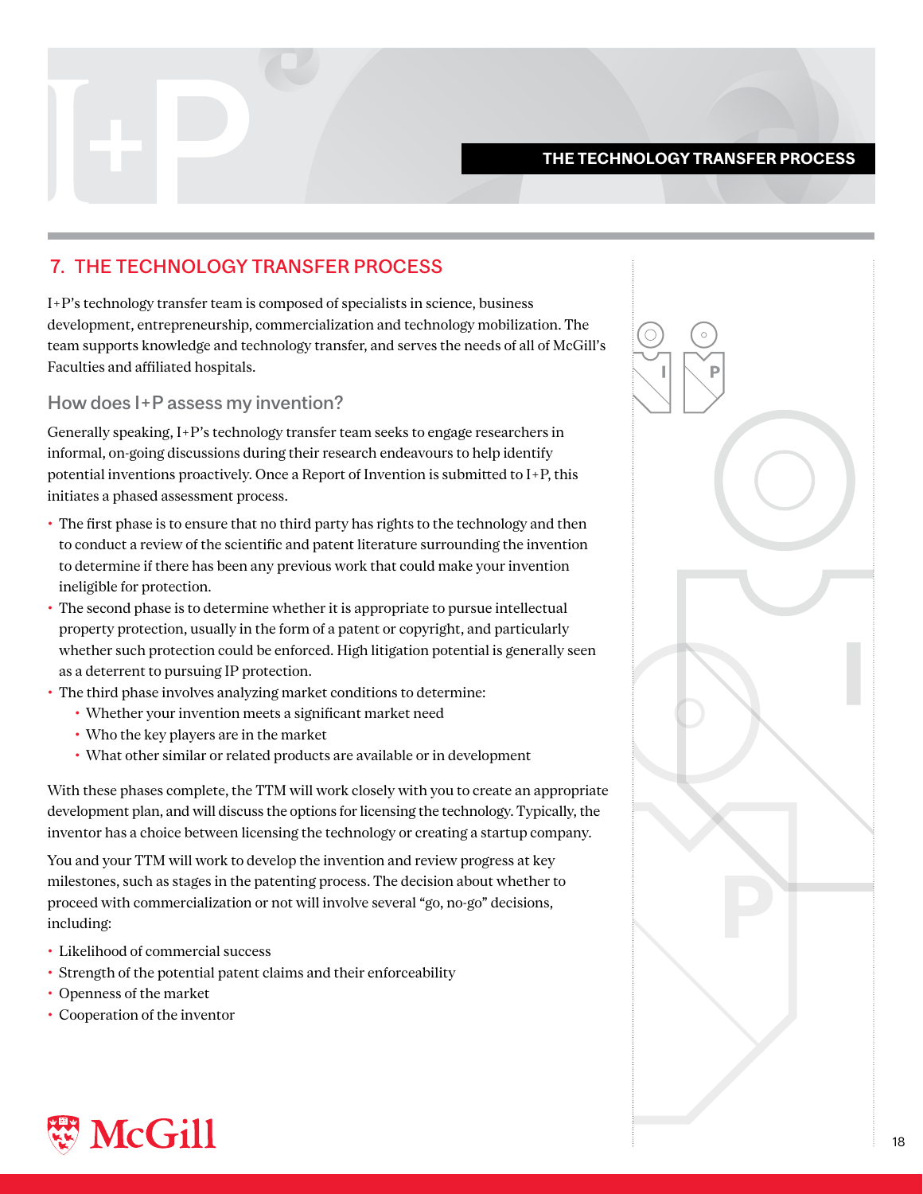## 7. THE TECHNOLOGY TRANSFER PROCESS

I+P's technology transfer team is composed of specialists in science, business development, entrepreneurship, commercialization and technology mobilization. The team supports knowledge and technology transfer, and serves the needs of all of McGill's Faculties and affiliated hospitals.

### How does I+P assess my invention?

Generally speaking, I+P's technology transfer team seeks to engage researchers in informal, on-going discussions during their research endeavours to help identify potential inventions proactively. Once a Report of Invention is submitted to I+P, this initiates a phased assessment process.

- The first phase is to ensure that no third party has rights to the technology and then to conduct a review of the scientific and patent literature surrounding the invention to determine if there has been any previous work that could make your invention ineligible for protection.
- The second phase is to determine whether it is appropriate to pursue intellectual property protection, usually in the form of a patent or copyright, and particularly whether such protection could be enforced. High litigation potential is generally seen as a deterrent to pursuing IP protection.
- The third phase involves analyzing market conditions to determine:
  - Whether your invention meets a significant market need
  - Who the key players are in the market
  - What other similar or related products are available or in development

With these phases complete, the TTM will work closely with you to create an appropriate development plan, and will discuss the options for licensing the technology. Typically, the inventor has a choice between licensing the technology or creating a startup company.

You and your TTM will work to develop the invention and review progress at key milestones, such as stages in the patenting process. The decision about whether to proceed with commercialization or not will involve several "go, no-go" decisions, including:

- Likelihood of commercial success
- Strength of the potential patent claims and their enforceability
- Openness of the market
- Cooperation of the inventor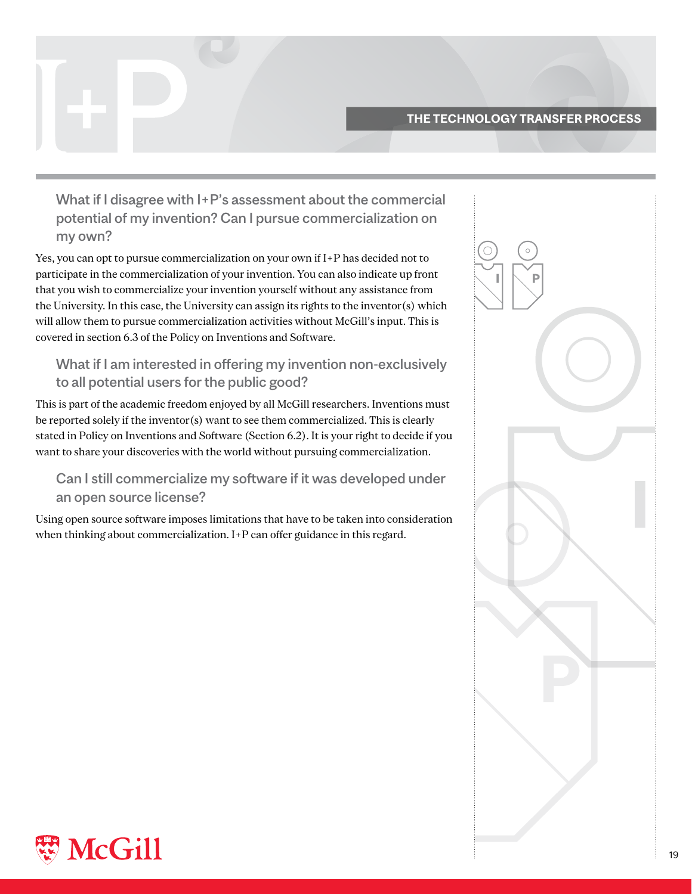## What if I disagree with I+P's assessment about the commercial potential of my invention? Can I pursue commercialization on my own?

Yes, you can opt to pursue commercialization on your own if I+P has decided not to participate in the commercialization of your invention. You can also indicate up front that you wish to commercialize your invention yourself without any assistance from the University. In this case, the University can assign its rights to the inventor(s) which will allow them to pursue commercialization activities without McGill's input. This is covered in section 6.3 of the Policy on Inventions and Software.

## What if I am interested in offering my invention non-exclusively to all potential users for the public good?

This is part of the academic freedom enjoyed by all McGill researchers. Inventions must be reported solely if the inventor(s) want to see them commercialized. This is clearly stated in Policy on Inventions and Software (Section 6.2). It is your right to decide if you want to share your discoveries with the world without pursuing commercialization.

## Can I still commercialize my software if it was developed under an open source license?

Using open source software imposes limitations that have to be taken into consideration when thinking about commercialization. I+P can offer guidance in this regard.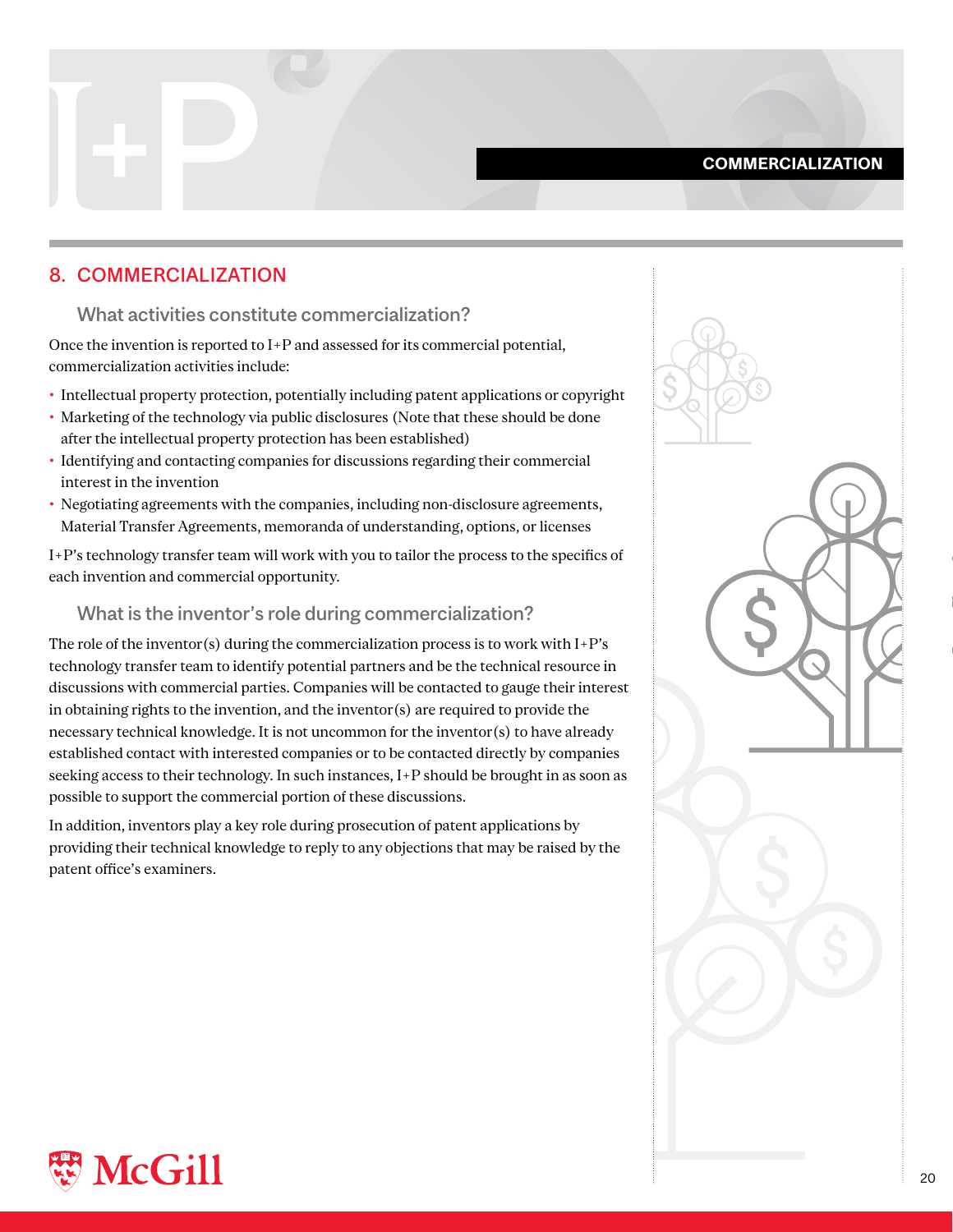## 8. COMMERCIALIZATION

### What activities constitute commercialization?

Once the invention is reported to I+P and assessed for its commercial potential, commercialization activities include:

- Intellectual property protection, potentially including patent applications or copyright
- Marketing of the technology via public disclosures (Note that these should be done after the intellectual property protection has been established)
- Identifying and contacting companies for discussions regarding their commercial interest in the invention
- Negotiating agreements with the companies, including non-disclosure agreements, Material Transfer Agreements, memoranda of understanding, options, or licenses

I+P's technology transfer team will work with you to tailor the process to the specifics of each invention and commercial opportunity.

### What is the inventor's role during commercialization?

The role of the inventor(s) during the commercialization process is to work with I+P's technology transfer team to identify potential partners and be the technical resource in discussions with commercial parties. Companies will be contacted to gauge their interest in obtaining rights to the invention, and the inventor(s) are required to provide the necessary technical knowledge. It is not uncommon for the inventor(s) to have already established contact with interested companies or to be contacted directly by companies seeking access to their technology. In such instances, I+P should be brought in as soon as possible to support the commercial portion of these discussions.

In addition, inventors play a key role during prosecution of patent applications by providing their technical knowledge to reply to any objections that may be raised by the patent office's examiners.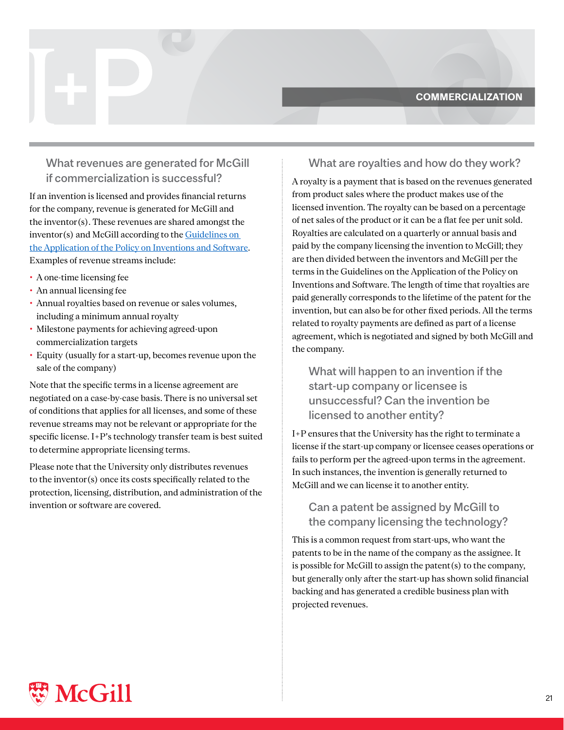## What revenues are generated for McGill if commercialization is successful?

If an invention is licensed and provides financial returns for the company, revenue is generated for McGill and the inventor(s). These revenues are shared amongst the inventor(s) and McGill according to the [Guidelines on the Application of the Policy on Inventions and Software](). Examples of revenue streams include:

- A one-time licensing fee
- An annual licensing fee
- Annual royalties based on revenue or sales volumes, including a minimum annual royalty
- Milestone payments for achieving agreed-upon commercialization targets
- Equity (usually for a start-up, becomes revenue upon the sale of the company)

Note that the specific terms in a license agreement are negotiated on a case-by-case basis. There is no universal set of conditions that applies for all licenses, and some of these revenue streams may not be relevant or appropriate for the specific license. I+P's technology transfer team is best suited to determine appropriate licensing terms.

Please note that the University only distributes revenues to the inventor(s) once its costs specifically related to the protection, licensing, distribution, and administration of the invention or software are covered.

## What are royalties and how do they work?

A royalty is a payment that is based on the revenues generated from product sales where the product makes use of the licensed invention. The royalty can be based on a percentage of net sales of the product or it can be a flat fee per unit sold. Royalties are calculated on a quarterly or annual basis and paid by the company licensing the invention to McGill; they are then divided between the inventors and McGill per the terms in the Guidelines on the Application of the Policy on Inventions and Software. The length of time that royalties are paid generally corresponds to the lifetime of the patent for the invention, but can also be for other fixed periods. All the terms related to royalty payments are defined as part of a license agreement, which is negotiated and signed by both McGill and the company.

## What will happen to an invention if the start-up company or licensee is unsuccessful? Can the invention be licensed to another entity?

I+P ensures that the University has the right to terminate a license if the start-up company or licensee ceases operations or fails to perform per the agreed-upon terms in the agreement. In such instances, the invention is generally returned to McGill and we can license it to another entity.

## Can a patent be assigned by McGill to the company licensing the technology?

This is a common request from start-ups, who want the patents to be in the name of the company as the assignee. It is possible for McGill to assign the patent(s) to the company, but generally only after the start-up has shown solid financial backing and has generated a credible business plan with projected revenues.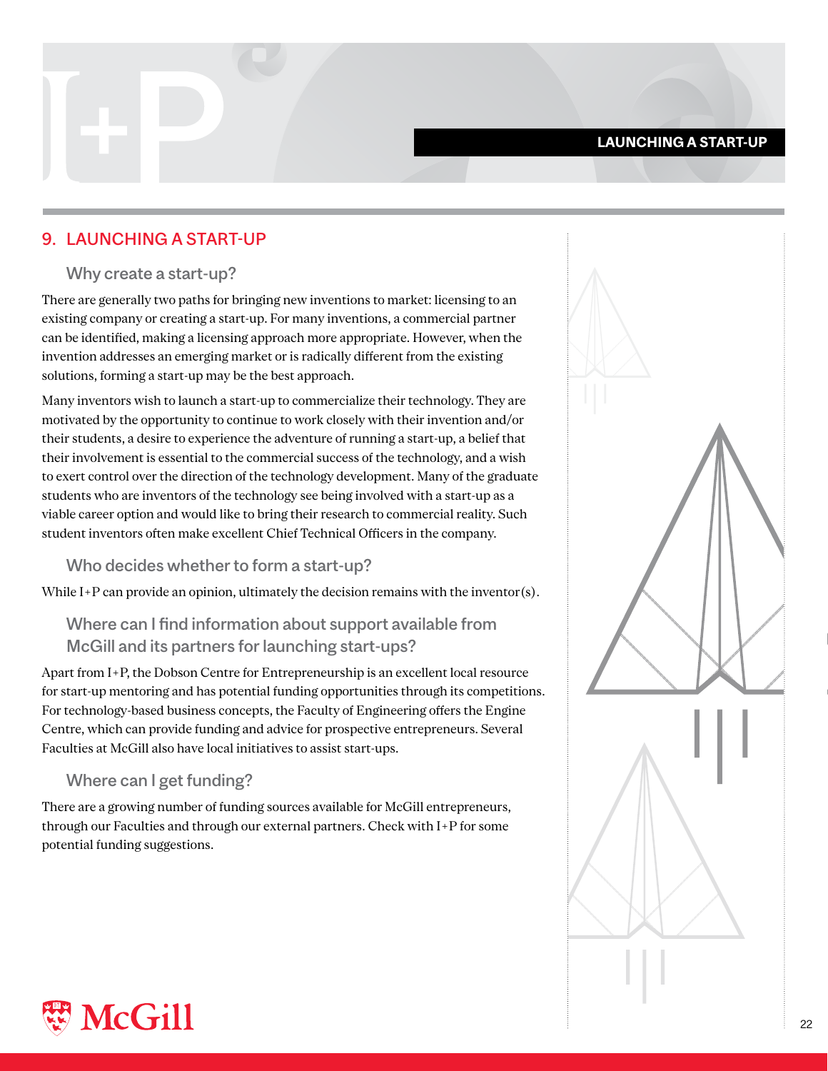## 9. LAUNCHING A START-UP

### Why create a start-up?

There are generally two paths for bringing new inventions to market: licensing to an existing company or creating a start-up. For many inventions, a commercial partner can be identified, making a licensing approach more appropriate. However, when the invention addresses an emerging market or is radically different from the existing solutions, forming a start-up may be the best approach.

Many inventors wish to launch a start-up to commercialize their technology. They are motivated by the opportunity to continue to work closely with their invention and/or their students, a desire to experience the adventure of running a start-up, a belief that their involvement is essential to the commercial success of the technology, and a wish to exert control over the direction of the technology development. Many of the graduate students who are inventors of the technology see being involved with a start-up as a viable career option and would like to bring their research to commercial reality. Such student inventors often make excellent Chief Technical Officers in the company.

### Who decides whether to form a start-up?

While I+P can provide an opinion, ultimately the decision remains with the inventor(s).

### Where can I find information about support available from McGill and its partners for launching start-ups?

Apart from I+P, the Dobson Centre for Entrepreneurship is an excellent local resource for start-up mentoring and has potential funding opportunities through its competitions. For technology-based business concepts, the Faculty of Engineering offers the Engine Centre, which can provide funding and advice for prospective entrepreneurs. Several Faculties at McGill also have local initiatives to assist start-ups.

### Where can I get funding?

There are a growing number of funding sources available for McGill entrepreneurs, through our Faculties and through our external partners. Check with I+P for some potential funding suggestions.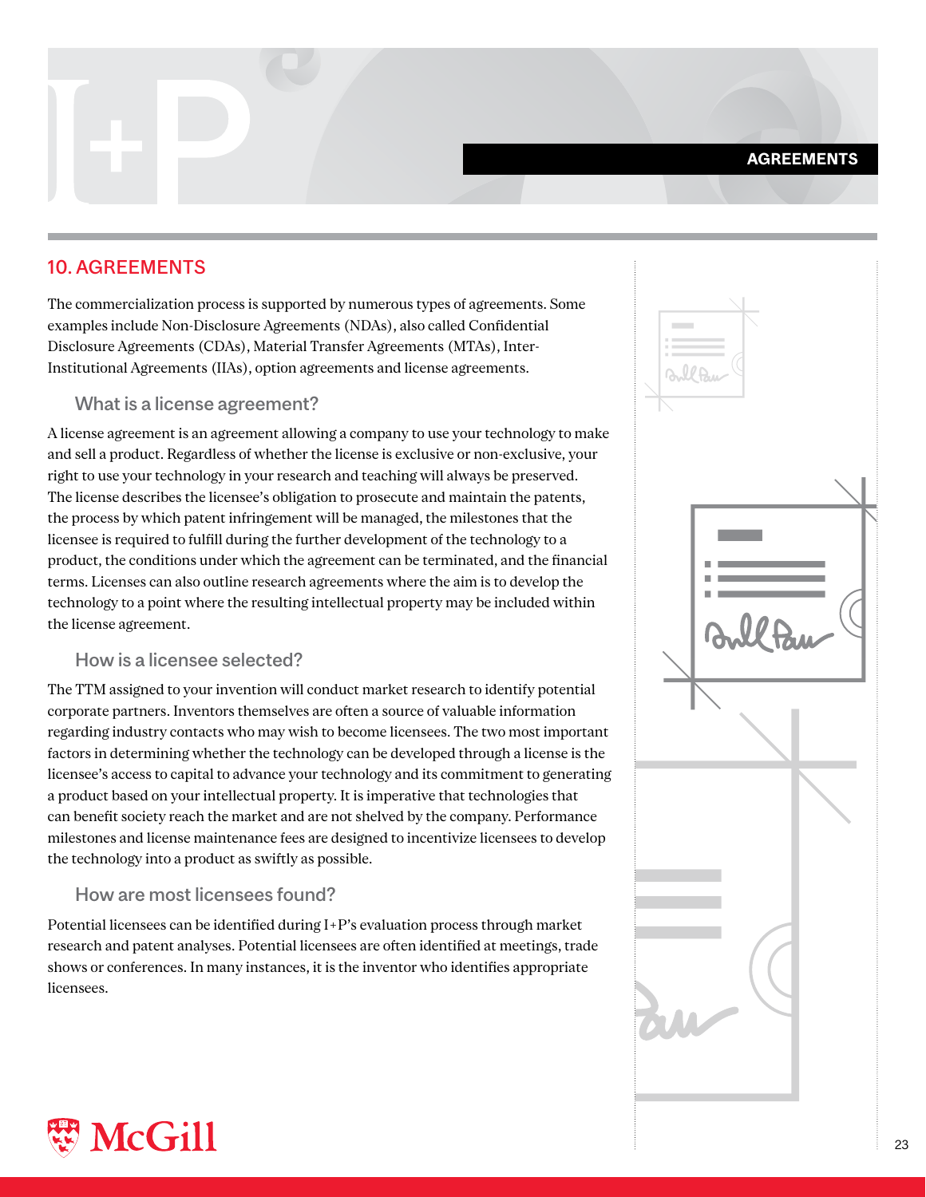## 10. AGREEMENTS

The commercialization process is supported by numerous types of agreements. Some examples include Non-Disclosure Agreements (NDAs), also called Confidential Disclosure Agreements (CDAs), Material Transfer Agreements (MTAs), Inter-Institutional Agreements (IIAs), option agreements and license agreements.

### What is a license agreement?

A license agreement is an agreement allowing a company to use your technology to make and sell a product. Regardless of whether the license is exclusive or non-exclusive, your right to use your technology in your research and teaching will always be preserved. The license describes the licensee's obligation to prosecute and maintain the patents, the process by which patent infringement will be managed, the milestones that the licensee is required to fulfill during the further development of the technology to a product, the conditions under which the agreement can be terminated, and the financial terms. Licenses can also outline research agreements where the aim is to develop the technology to a point where the resulting intellectual property may be included within the license agreement.

### How is a licensee selected?

The TTM assigned to your invention will conduct market research to identify potential corporate partners. Inventors themselves are often a source of valuable information regarding industry contacts who may wish to become licensees. The two most important factors in determining whether the technology can be developed through a license is the licensee's access to capital to advance your technology and its commitment to generating a product based on your intellectual property. It is imperative that technologies that can benefit society reach the market and are not shelved by the company. Performance milestones and license maintenance fees are designed to incentivize licensees to develop the technology into a product as swiftly as possible.

### How are most licensees found?

Potential licensees can be identified during I+P's evaluation process through market research and patent analyses. Potential licensees are often identified at meetings, trade shows or conferences. In many instances, it is the inventor who identifies appropriate licensees.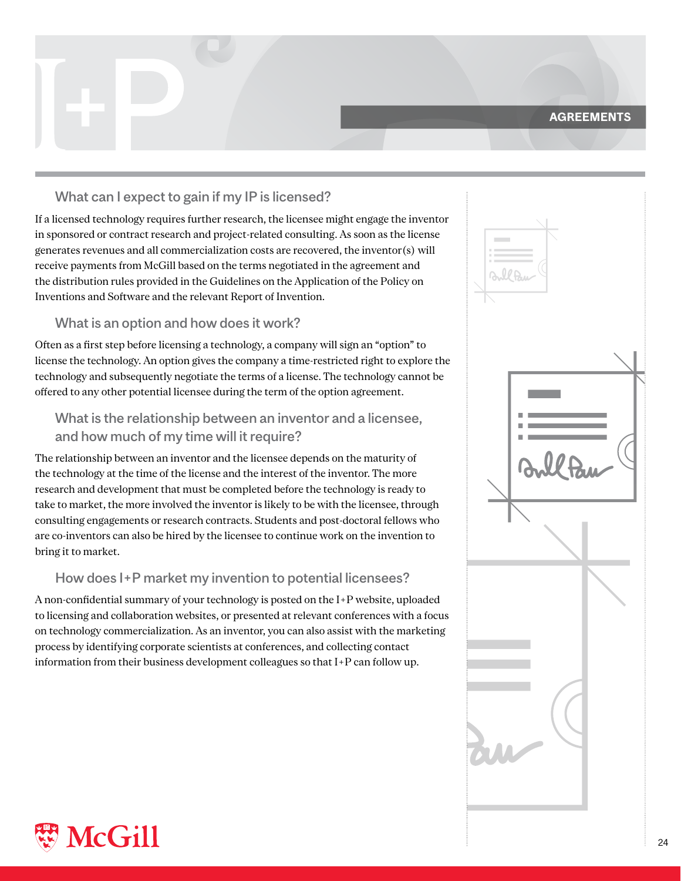## What can I expect to gain if my IP is licensed?

If a licensed technology requires further research, the licensee might engage the inventor in sponsored or contract research and project-related consulting. As soon as the license generates revenues and all commercialization costs are recovered, the inventor(s) will receive payments from McGill based on the terms negotiated in the agreement and the distribution rules provided in the Guidelines on the Application of the Policy on Inventions and Software and the relevant Report of Invention.

## What is an option and how does it work?

Often as a first step before licensing a technology, a company will sign an "option" to license the technology. An option gives the company a time-restricted right to explore the technology and subsequently negotiate the terms of a license. The technology cannot be offered to any other potential licensee during the term of the option agreement.

## What is the relationship between an inventor and a licensee, and how much of my time will it require?

The relationship between an inventor and the licensee depends on the maturity of the technology at the time of the license and the interest of the inventor. The more research and development that must be completed before the technology is ready to take to market, the more involved the inventor is likely to be with the licensee, through consulting engagements or research contracts. Students and post-doctoral fellows who are co-inventors can also be hired by the licensee to continue work on the invention to bring it to market.

## How does I+P market my invention to potential licensees?

A non-confidential summary of your technology is posted on the I+P website, uploaded to licensing and collaboration websites, or presented at relevant conferences with a focus on technology commercialization. As an inventor, you can also assist with the marketing process by identifying corporate scientists at conferences, and collecting contact information from their business development colleagues so that I+P can follow up.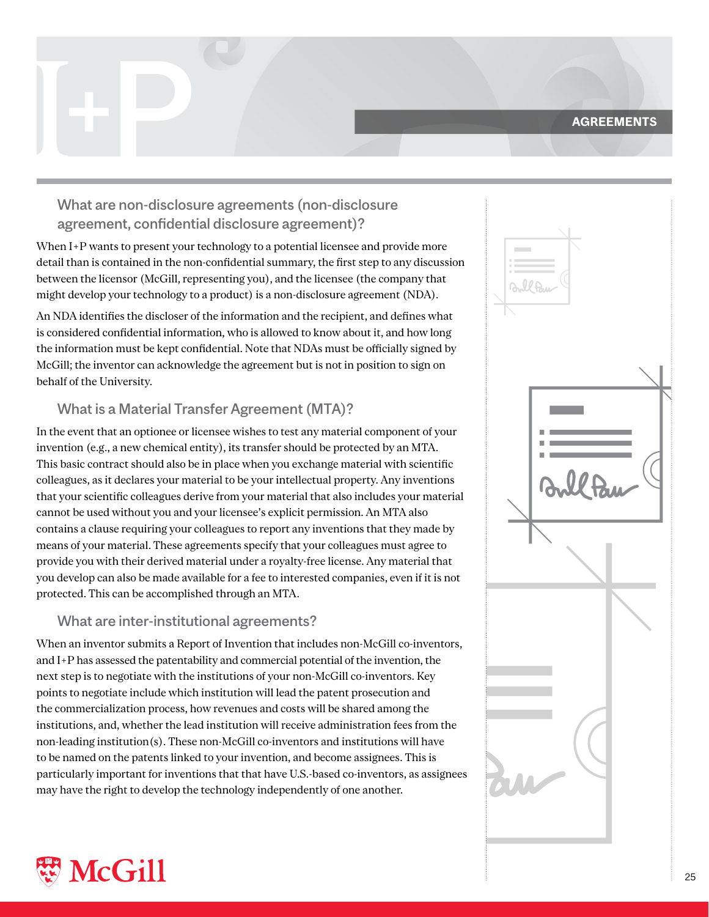# AGREEMENTS

## What are non-disclosure agreements (non-disclosure agreement, confidential disclosure agreement)?

When I+P wants to present your technology to a potential licensee and provide more detail than is contained in the non-confidential summary, the first step to any discussion between the licensor (McGill, representing you), and the licensee (the company that might develop your technology to a product) is a non-disclosure agreement (NDA).

An NDA identifies the discloser of the information and the recipient, and defines what is considered confidential information, who is allowed to know about it, and how long the information must be kept confidential. Note that NDAs must be officially signed by McGill; the inventor can acknowledge the agreement but is not in position to sign on behalf of the University.

## What is a Material Transfer Agreement (MTA)?

In the event that an optionee or licensee wishes to test any material component of your invention (e.g., a new chemical entity), its transfer should be protected by an MTA. This basic contract should also be in place when you exchange material with scientific colleagues, as it declares your material to be your intellectual property. Any inventions that your scientific colleagues derive from your material that also includes your material cannot be used without you and your licensee's explicit permission. An MTA also contains a clause requiring your colleagues to report any inventions that they made by means of your material. These agreements specify that your colleagues must agree to provide you with their derived material under a royalty-free license. Any material that you develop can also be made available for a fee to interested companies, even if it is not protected. This can be accomplished through an MTA.

## What are inter-institutional agreements?

When an inventor submits a Report of Invention that includes non-McGill co-inventors, and I+P has assessed the patentability and commercial potential of the invention, the next step is to negotiate with the institutions of your non-McGill co-inventors. Key points to negotiate include which institution will lead the patent prosecution and the commercialization process, how revenues and costs will be shared among the institutions, and, whether the lead institution will receive administration fees from the non-leading institution(s). These non-McGill co-inventors and institutions will have to be named on the patents linked to your invention, and become assignees. This is particularly important for inventions that that have U.S.-based co-inventors, as assignees may have the right to develop the technology independently of one another.